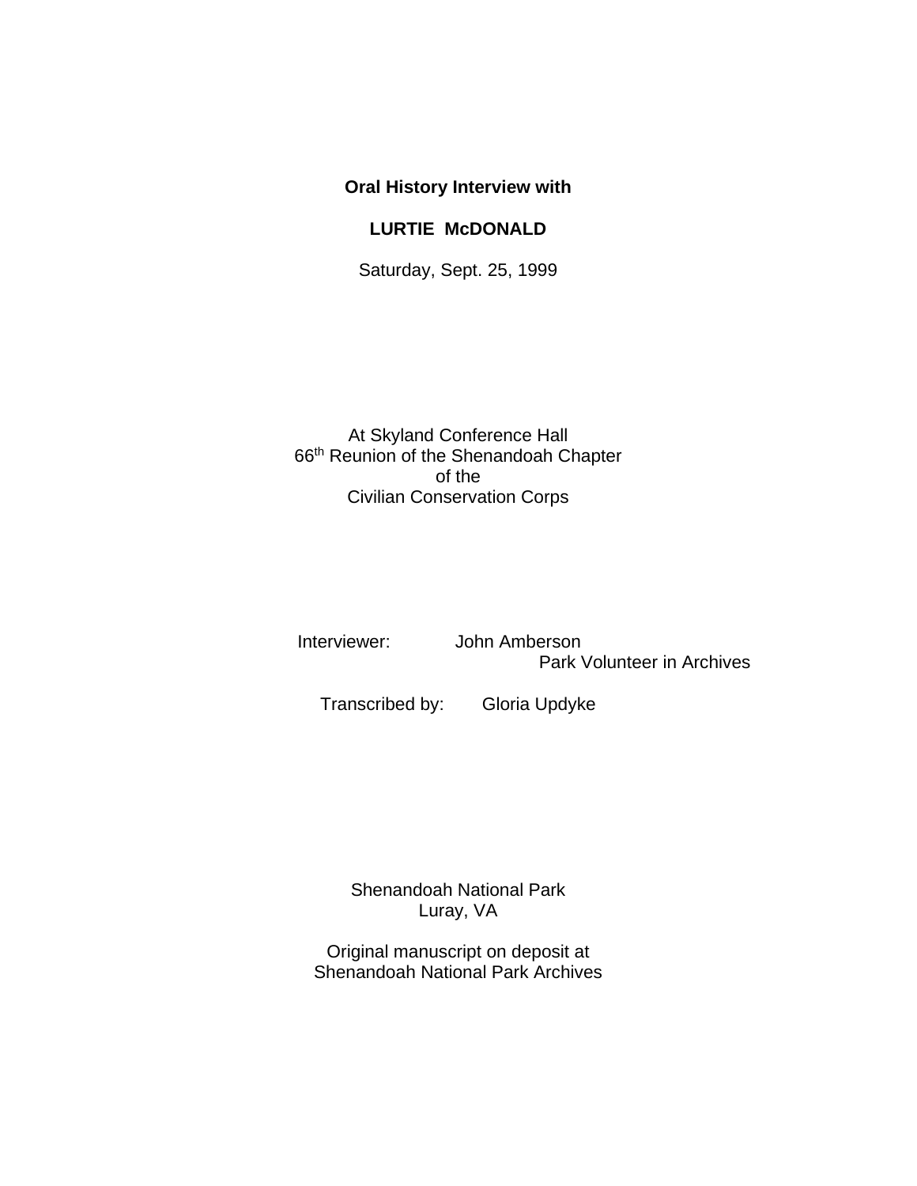**Oral History Interview with**

**LURTIE McDONALD**

Saturday, Sept. 25, 1999

At Skyland Conference Hall
66th Reunion of the Shenandoah Chapter
of the
Civilian Conservation Corps

Interviewer: John Amberson
Park Volunteer in Archives

Transcribed by: Gloria Updyke

Shenandoah National Park
Luray, VA

Original manuscript on deposit at
Shenandoah National Park Archives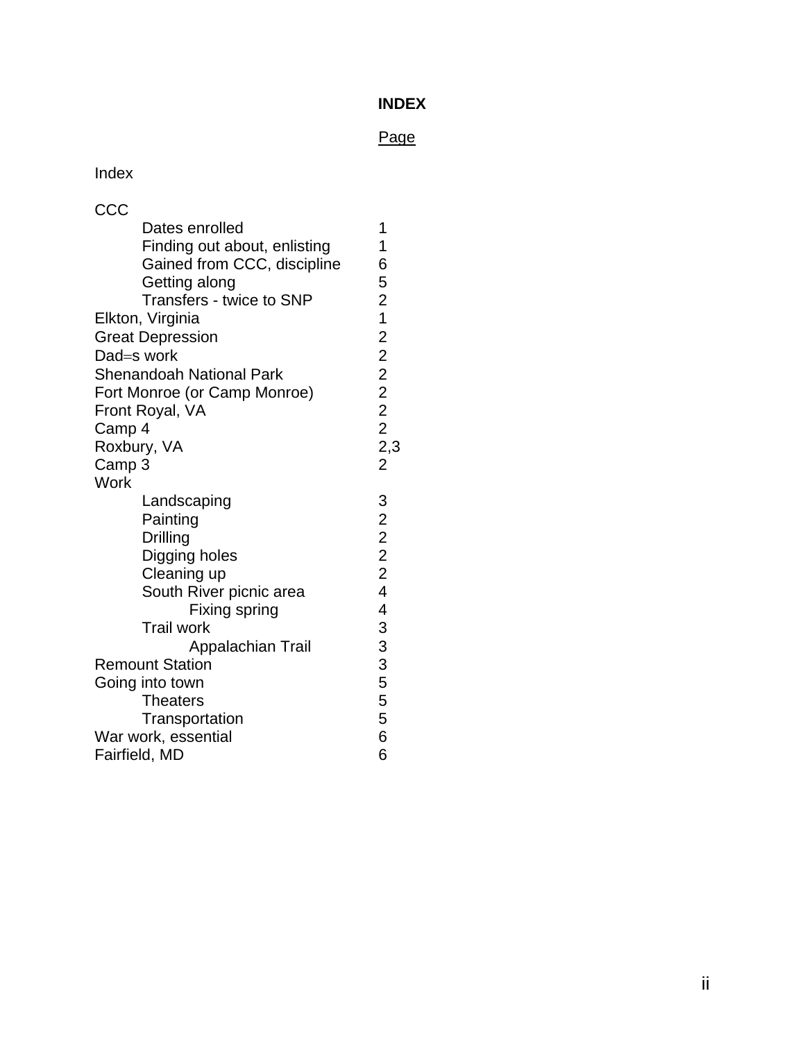# INDEX

| | Page |
|---|---|
| Index | |
| CCC | |
| Dates enrolled | 1 |
| Finding out about, enlisting | 1 |
| Gained from CCC, discipline | 6 |
| Getting along | 5 |
| Transfers - twice to SNP | 2 |
| Elkton, Virginia | 1 |
| Great Depression | 2 |
| Dad=s work | 2 |
| Shenandoah National Park | 2 |
| Fort Monroe (or Camp Monroe) | 2 |
| Front Royal, VA | 2 |
| Camp 4 | 2 |
| Roxbury, VA | 2,3 |
| Camp 3 | 2 |
| Work | |
| Landscaping | 3 |
| Painting | 2 |
| Drilling | 2 |
| Digging holes | 2 |
| Cleaning up | 2 |
| South River picnic area | 4 |
| Fixing spring | 4 |
| Trail work | 3 |
| Appalachian Trail | 3 |
| Remount Station | 3 |
| Going into town | 5 |
| Theaters | 5 |
| Transportation | 5 |
| War work, essential | 6 |
| Fairfield, MD | 6 |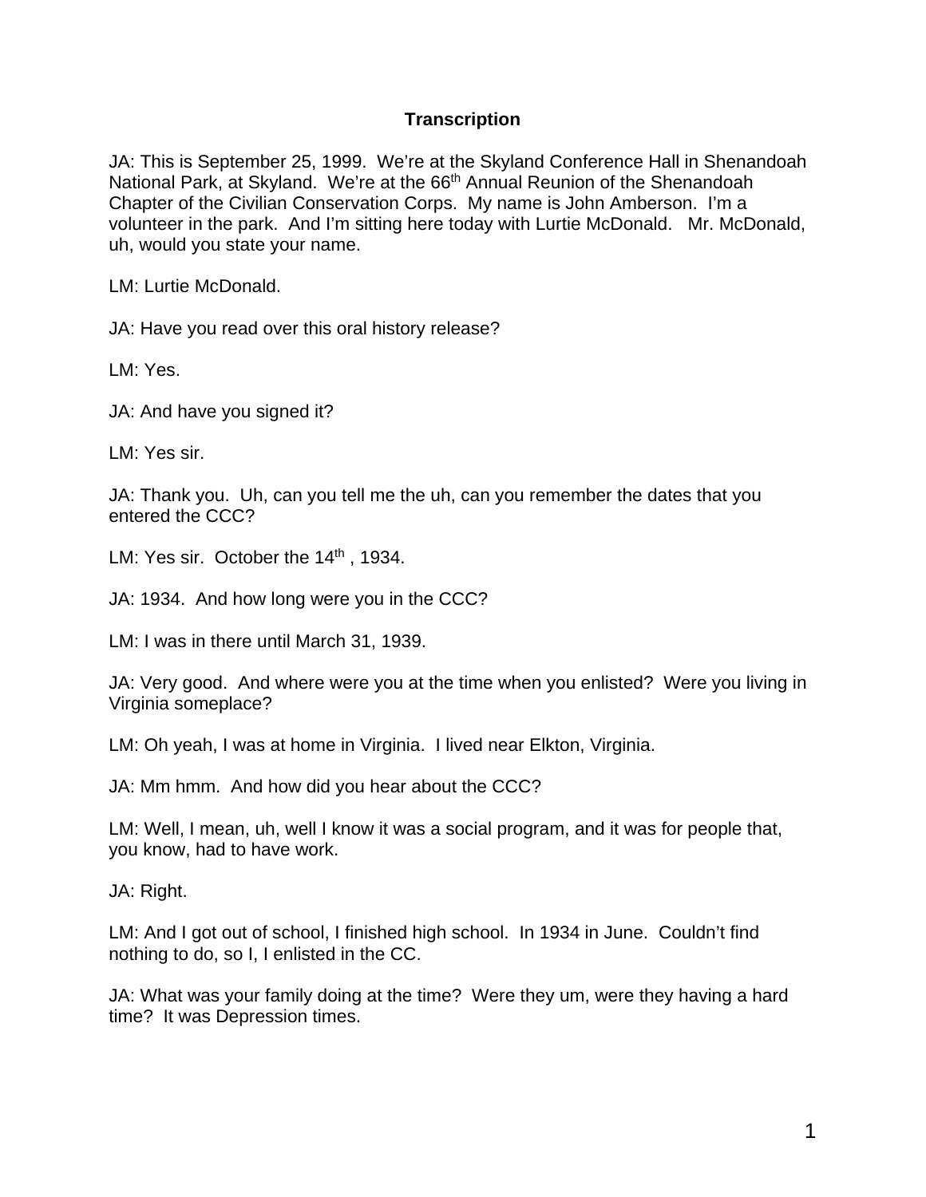**Transcription**

JA: This is September 25, 1999. We're at the Skyland Conference Hall in Shenandoah National Park, at Skyland. We're at the 66th Annual Reunion of the Shenandoah Chapter of the Civilian Conservation Corps. My name is John Amberson. I'm a volunteer in the park. And I'm sitting here today with Lurtie McDonald. Mr. McDonald, uh, would you state your name.

LM: Lurtie McDonald.

JA: Have you read over this oral history release?

LM: Yes.

JA: And have you signed it?

LM: Yes sir.

JA: Thank you. Uh, can you tell me the uh, can you remember the dates that you entered the CCC?

LM: Yes sir. October the 14th , 1934.

JA: 1934. And how long were you in the CCC?

LM: I was in there until March 31, 1939.

JA: Very good. And where were you at the time when you enlisted? Were you living in Virginia someplace?

LM: Oh yeah, I was at home in Virginia. I lived near Elkton, Virginia.

JA: Mm hmm. And how did you hear about the CCC?

LM: Well, I mean, uh, well I know it was a social program, and it was for people that, you know, had to have work.

JA: Right.

LM: And I got out of school, I finished high school. In 1934 in June. Couldn't find nothing to do, so I, I enlisted in the CC.

JA: What was your family doing at the time? Were they um, were they having a hard time? It was Depression times.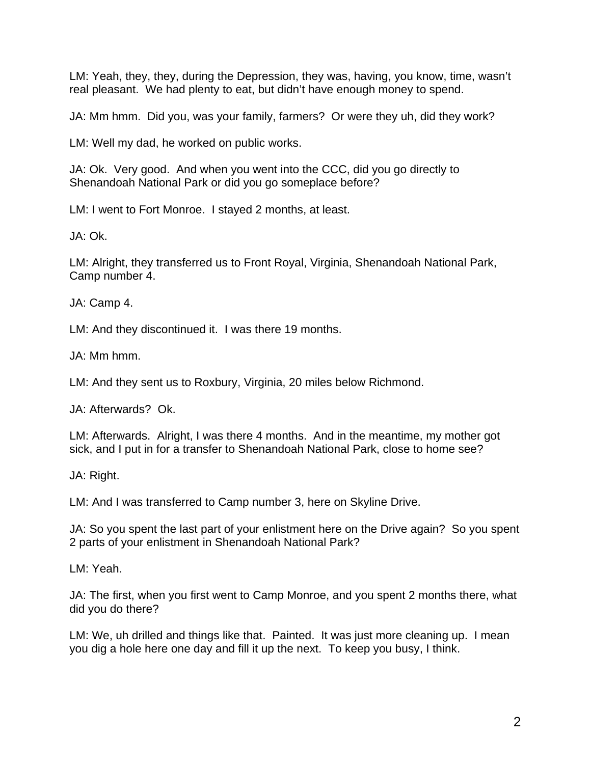LM: Yeah, they, they, during the Depression, they was, having, you know, time, wasn't real pleasant. We had plenty to eat, but didn't have enough money to spend.

JA: Mm hmm. Did you, was your family, farmers? Or were they uh, did they work?

LM: Well my dad, he worked on public works.

JA: Ok. Very good. And when you went into the CCC, did you go directly to Shenandoah National Park or did you go someplace before?

LM: I went to Fort Monroe. I stayed 2 months, at least.

JA: Ok.

LM: Alright, they transferred us to Front Royal, Virginia, Shenandoah National Park, Camp number 4.

JA: Camp 4.

LM: And they discontinued it. I was there 19 months.

JA: Mm hmm.

LM: And they sent us to Roxbury, Virginia, 20 miles below Richmond.

JA: Afterwards? Ok.

LM: Afterwards. Alright, I was there 4 months. And in the meantime, my mother got sick, and I put in for a transfer to Shenandoah National Park, close to home see?

JA: Right.

LM: And I was transferred to Camp number 3, here on Skyline Drive.

JA: So you spent the last part of your enlistment here on the Drive again? So you spent 2 parts of your enlistment in Shenandoah National Park?

LM: Yeah.

JA: The first, when you first went to Camp Monroe, and you spent 2 months there, what did you do there?

LM: We, uh drilled and things like that. Painted. It was just more cleaning up. I mean you dig a hole here one day and fill it up the next. To keep you busy, I think.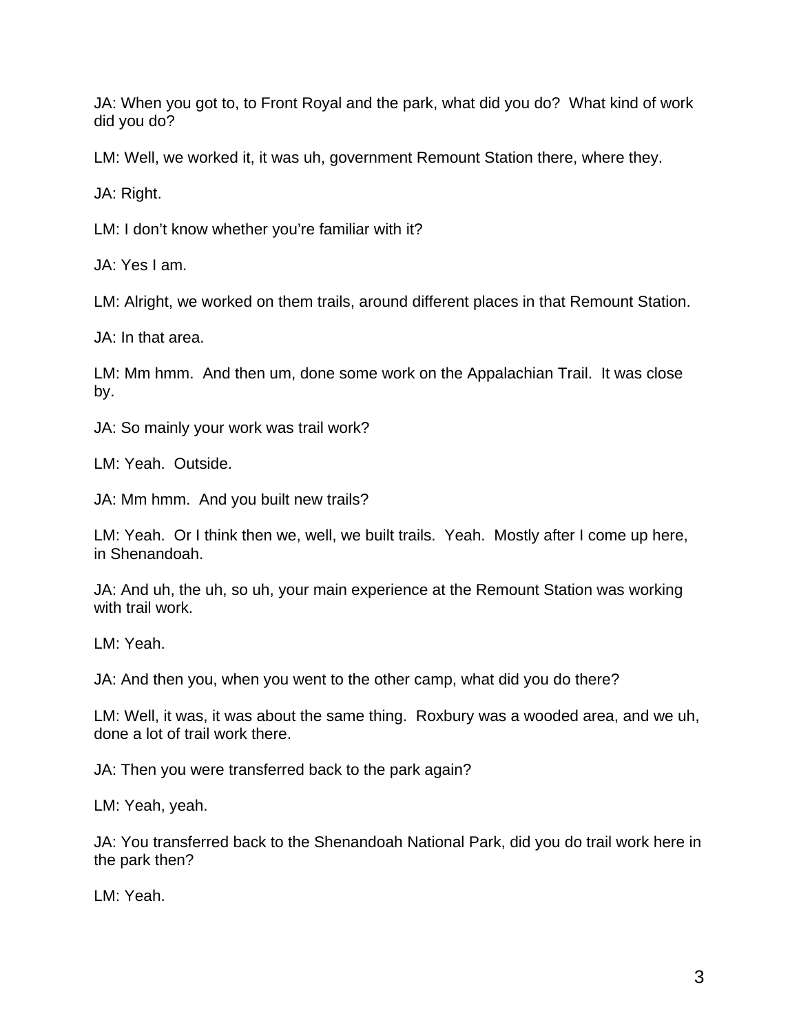JA: When you got to, to Front Royal and the park, what did you do? What kind of work did you do?

LM: Well, we worked it, it was uh, government Remount Station there, where they.

JA: Right.

LM: I don't know whether you're familiar with it?

JA: Yes I am.

LM: Alright, we worked on them trails, around different places in that Remount Station.

JA: In that area.

LM: Mm hmm. And then um, done some work on the Appalachian Trail. It was close by.

JA: So mainly your work was trail work?

LM: Yeah. Outside.

JA: Mm hmm. And you built new trails?

LM: Yeah. Or I think then we, well, we built trails. Yeah. Mostly after I come up here, in Shenandoah.

JA: And uh, the uh, so uh, your main experience at the Remount Station was working with trail work.

LM: Yeah.

JA: And then you, when you went to the other camp, what did you do there?

LM: Well, it was, it was about the same thing. Roxbury was a wooded area, and we uh, done a lot of trail work there.

JA: Then you were transferred back to the park again?

LM: Yeah, yeah.

JA: You transferred back to the Shenandoah National Park, did you do trail work here in the park then?

LM: Yeah.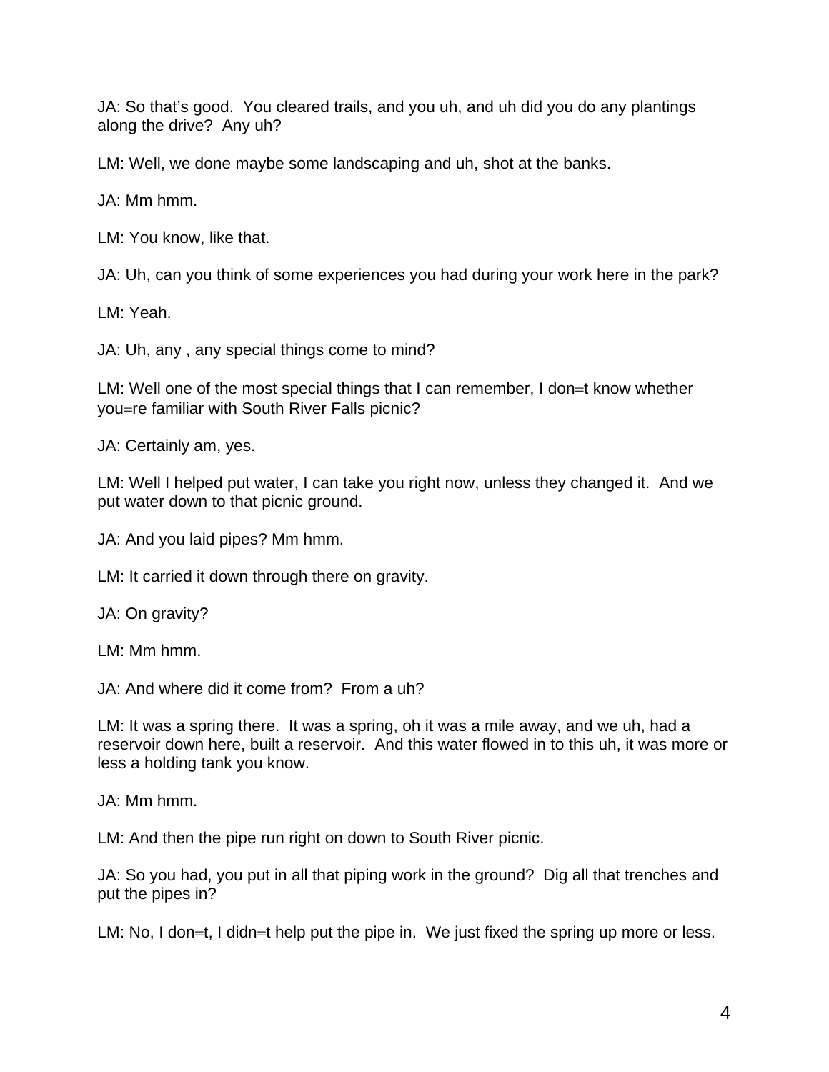JA: So that's good.  You cleared trails, and you uh, and uh did you do any plantings along the drive?  Any uh?

LM: Well, we done maybe some landscaping and uh, shot at the banks.

JA: Mm hmm.

LM: You know, like that.

JA: Uh, can you think of some experiences you had during your work here in the park?

LM: Yeah.

JA: Uh, any , any special things come to mind?

LM: Well one of the most special things that I can remember, I don=t know whether you=re familiar with South River Falls picnic?

JA: Certainly am, yes.

LM: Well I helped put water, I can take you right now, unless they changed it.  And we put water down to that picnic ground.

JA: And you laid pipes? Mm hmm.

LM: It carried it down through there on gravity.

JA: On gravity?

LM: Mm hmm.

JA: And where did it come from?  From a uh?

LM: It was a spring there.  It was a spring, oh it was a mile away, and we uh, had a reservoir down here, built a reservoir.  And this water flowed in to this uh, it was more or less a holding tank you know.

JA: Mm hmm.

LM: And then the pipe run right on down to South River picnic.

JA: So you had, you put in all that piping work in the ground?  Dig all that trenches and put the pipes in?

LM: No, I don=t, I didn=t help put the pipe in.  We just fixed the spring up more or less.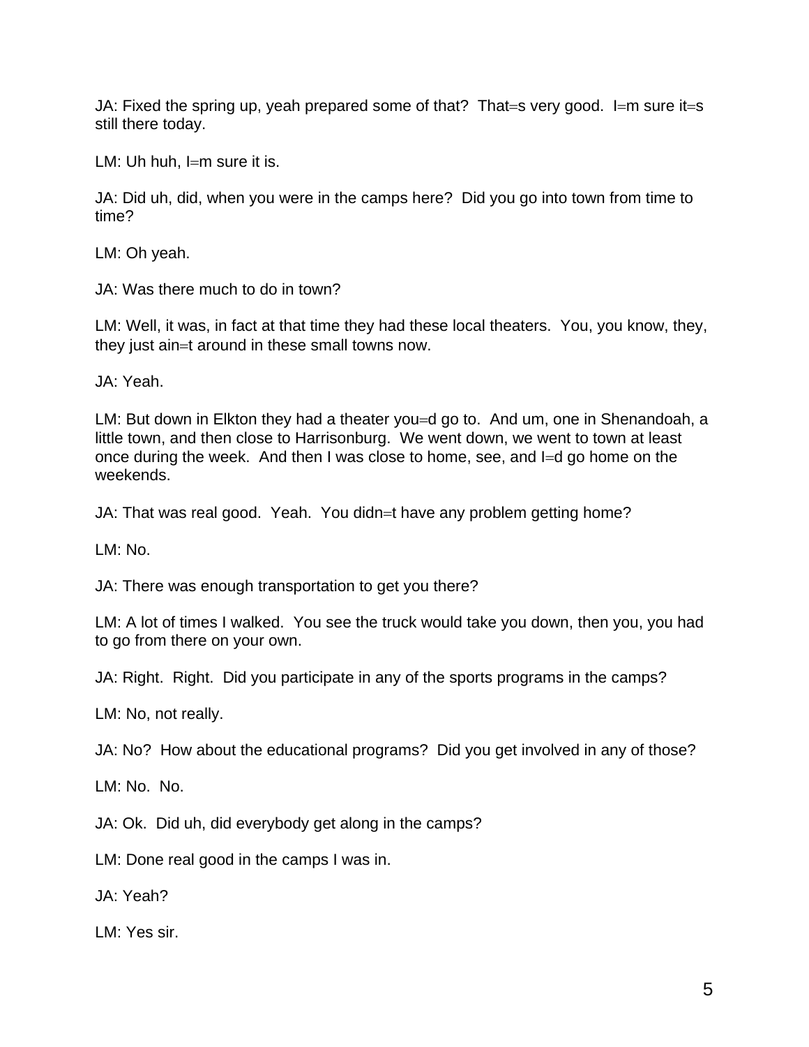JA: Fixed the spring up, yeah prepared some of that? That=s very good. I=m sure it=s still there today.

LM: Uh huh, I=m sure it is.

JA: Did uh, did, when you were in the camps here? Did you go into town from time to time?

LM: Oh yeah.

JA: Was there much to do in town?

LM: Well, it was, in fact at that time they had these local theaters. You, you know, they, they just ain=t around in these small towns now.

JA: Yeah.

LM: But down in Elkton they had a theater you=d go to. And um, one in Shenandoah, a little town, and then close to Harrisonburg. We went down, we went to town at least once during the week. And then I was close to home, see, and I=d go home on the weekends.

JA: That was real good. Yeah. You didn=t have any problem getting home?

LM: No.

JA: There was enough transportation to get you there?

LM: A lot of times I walked. You see the truck would take you down, then you, you had to go from there on your own.

JA: Right. Right. Did you participate in any of the sports programs in the camps?

LM: No, not really.

JA: No? How about the educational programs? Did you get involved in any of those?

LM: No. No.

JA: Ok. Did uh, did everybody get along in the camps?

LM: Done real good in the camps I was in.

JA: Yeah?

LM: Yes sir.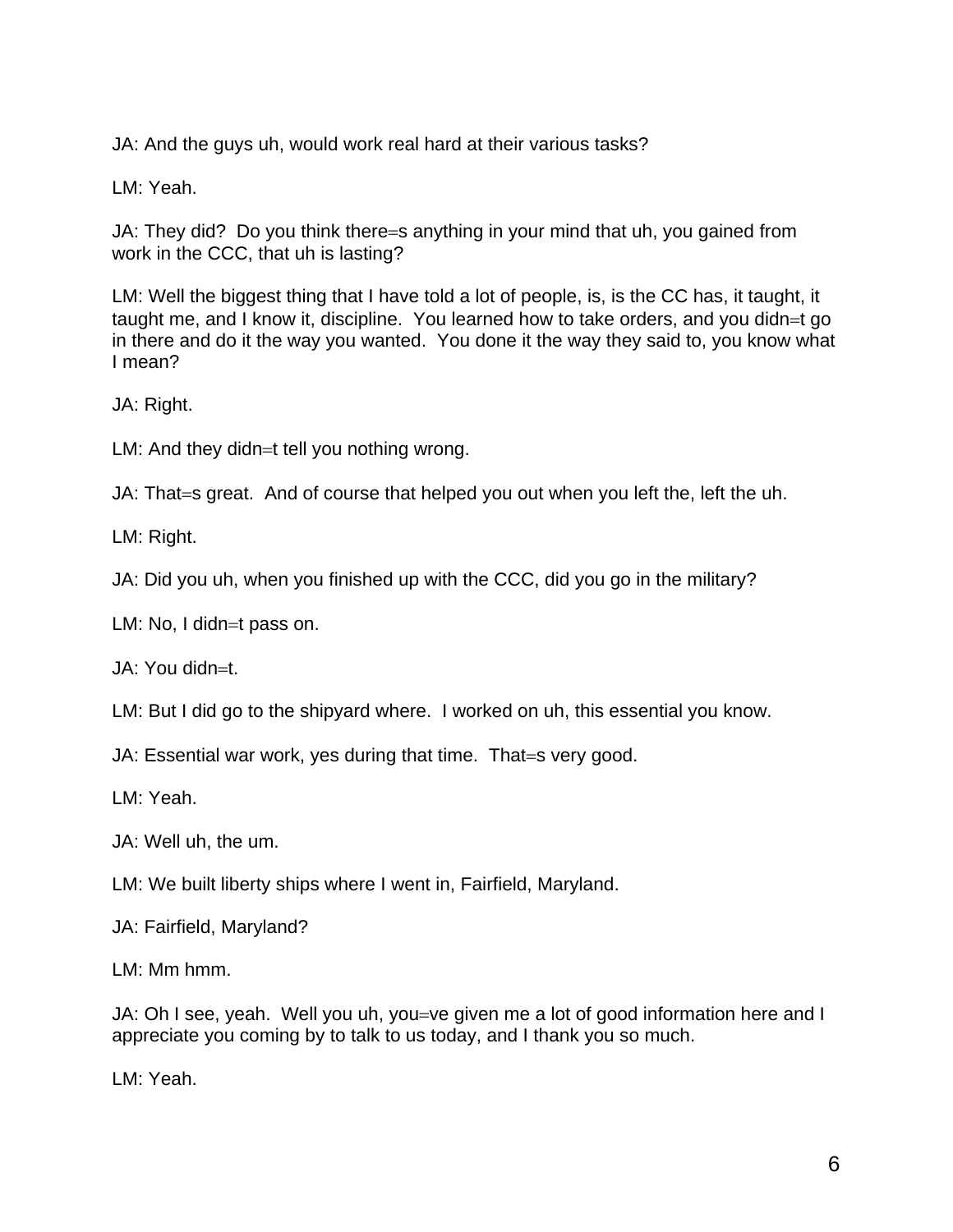JA: And the guys uh, would work real hard at their various tasks?

LM: Yeah.

JA: They did? Do you think there=s anything in your mind that uh, you gained from work in the CCC, that uh is lasting?

LM: Well the biggest thing that I have told a lot of people, is, is the CC has, it taught, it taught me, and I know it, discipline. You learned how to take orders, and you didn=t go in there and do it the way you wanted. You done it the way they said to, you know what I mean?

JA: Right.

LM: And they didn=t tell you nothing wrong.

JA: That=s great. And of course that helped you out when you left the, left the uh.

LM: Right.

JA: Did you uh, when you finished up with the CCC, did you go in the military?

LM: No, I didn=t pass on.

JA: You didn=t.

LM: But I did go to the shipyard where. I worked on uh, this essential you know.

JA: Essential war work, yes during that time. That=s very good.

LM: Yeah.

JA: Well uh, the um.

LM: We built liberty ships where I went in, Fairfield, Maryland.

JA: Fairfield, Maryland?

LM: Mm hmm.

JA: Oh I see, yeah. Well you uh, you=ve given me a lot of good information here and I appreciate you coming by to talk to us today, and I thank you so much.

LM: Yeah.